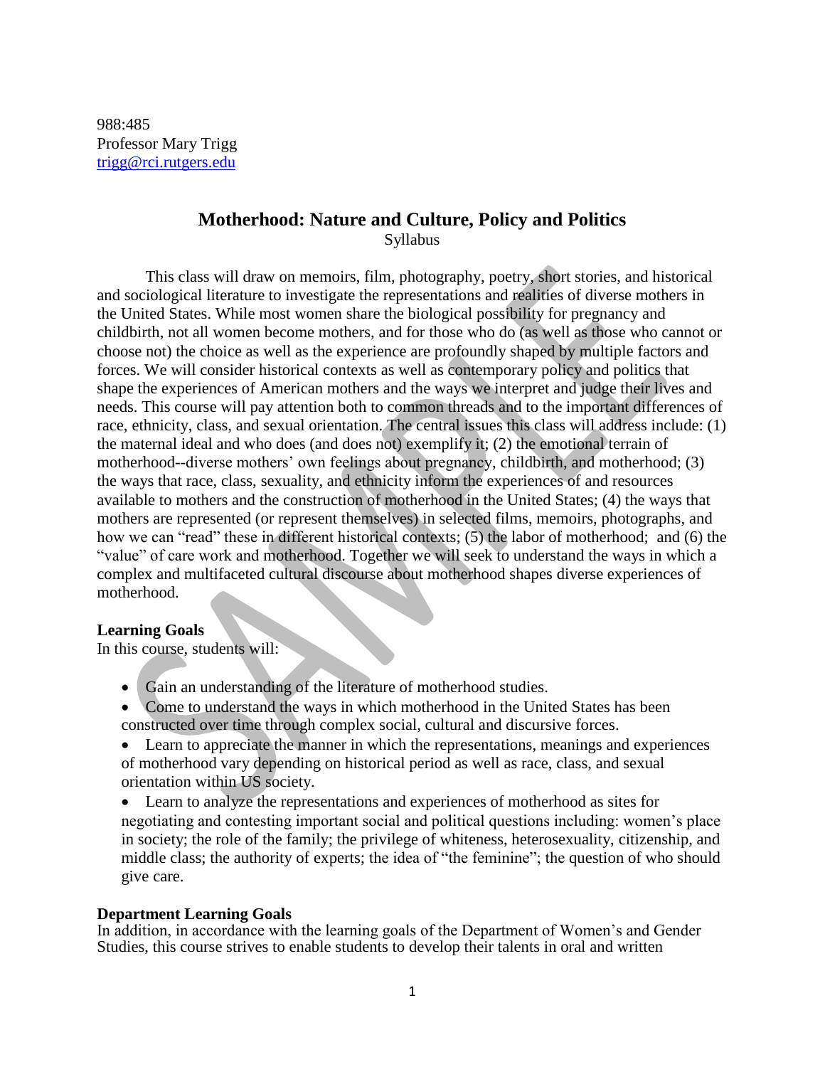988:485
Professor Mary Trigg
trigg@rci.rutgers.edu

# Motherhood: Nature and Culture, Policy and Politics

Syllabus

This class will draw on memoirs, film, photography, poetry, short stories, and historical and sociological literature to investigate the representations and realities of diverse mothers in the United States. While most women share the biological possibility for pregnancy and childbirth, not all women become mothers, and for those who do (as well as those who cannot or choose not) the choice as well as the experience are profoundly shaped by multiple factors and forces. We will consider historical contexts as well as contemporary policy and politics that shape the experiences of American mothers and the ways we interpret and judge their lives and needs. This course will pay attention both to common threads and to the important differences of race, ethnicity, class, and sexual orientation. The central issues this class will address include: (1) the maternal ideal and who does (and does not) exemplify it; (2) the emotional terrain of motherhood--diverse mothers' own feelings about pregnancy, childbirth, and motherhood; (3) the ways that race, class, sexuality, and ethnicity inform the experiences of and resources available to mothers and the construction of motherhood in the United States; (4) the ways that mothers are represented (or represent themselves) in selected films, memoirs, photographs, and how we can "read" these in different historical contexts; (5) the labor of motherhood; and (6) the "value" of care work and motherhood. Together we will seek to understand the ways in which a complex and multifaceted cultural discourse about motherhood shapes diverse experiences of motherhood.

**Learning Goals**
In this course, students will:

- Gain an understanding of the literature of motherhood studies.
- Come to understand the ways in which motherhood in the United States has been constructed over time through complex social, cultural and discursive forces.
- Learn to appreciate the manner in which the representations, meanings and experiences of motherhood vary depending on historical period as well as race, class, and sexual orientation within US society.
- Learn to analyze the representations and experiences of motherhood as sites for negotiating and contesting important social and political questions including: women's place in society; the role of the family; the privilege of whiteness, heterosexuality, citizenship, and middle class; the authority of experts; the idea of "the feminine"; the question of who should give care.

**Department Learning Goals**
In addition, in accordance with the learning goals of the Department of Women's and Gender Studies, this course strives to enable students to develop their talents in oral and written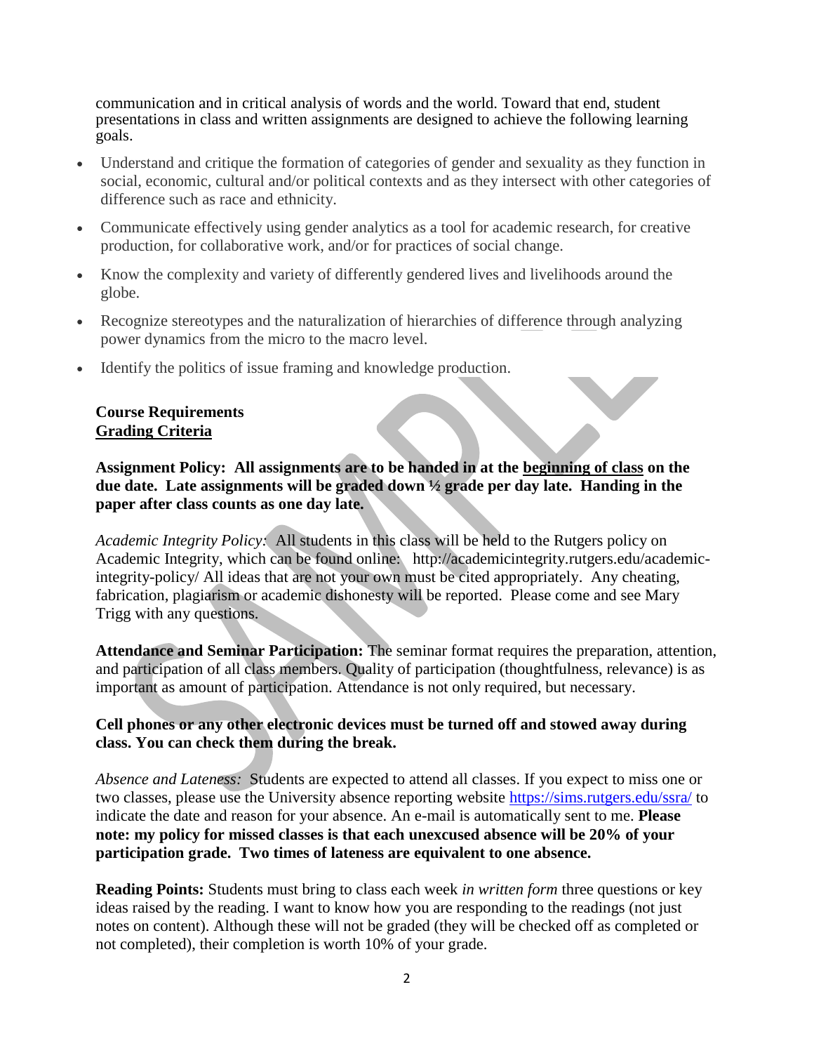communication and in critical analysis of words and the world. Toward that end, student presentations in class and written assignments are designed to achieve the following learning goals.

- Understand and critique the formation of categories of gender and sexuality as they function in social, economic, cultural and/or political contexts and as they intersect with other categories of difference such as race and ethnicity.
- Communicate effectively using gender analytics as a tool for academic research, for creative production, for collaborative work, and/or for practices of social change.
- Know the complexity and variety of differently gendered lives and livelihoods around the globe.
- Recognize stereotypes and the naturalization of hierarchies of difference through analyzing power dynamics from the micro to the macro level.
- Identify the politics of issue framing and knowledge production.

**Course Requirements**
**<u>Grading Criteria</u>**

**Assignment Policy: All assignments are to be handed in at the <u>beginning of class</u> on the due date. Late assignments will be graded down ½ grade per day late. Handing in the paper after class counts as one day late.**

*Academic Integrity Policy:* All students in this class will be held to the Rutgers policy on Academic Integrity, which can be found online: http://academicintegrity.rutgers.edu/academic-integrity-policy/ All ideas that are not your own must be cited appropriately. Any cheating, fabrication, plagiarism or academic dishonesty will be reported. Please come and see Mary Trigg with any questions.

**Attendance and Seminar Participation:** The seminar format requires the preparation, attention, and participation of all class members. Quality of participation (thoughtfulness, relevance) is as important as amount of participation. Attendance is not only required, but necessary.

**Cell phones or any other electronic devices must be turned off and stowed away during class. You can check them during the break.**

*Absence and Lateness:* Students are expected to attend all classes. If you expect to miss one or two classes, please use the University absence reporting website https://sims.rutgers.edu/ssra/ to indicate the date and reason for your absence. An e-mail is automatically sent to me. **Please note: my policy for missed classes is that each unexcused absence will be 20% of your participation grade. Two times of lateness are equivalent to one absence.**

**Reading Points:** Students must bring to class each week *in written form* three questions or key ideas raised by the reading. I want to know how you are responding to the readings (not just notes on content). Although these will not be graded (they will be checked off as completed or not completed), their completion is worth 10% of your grade.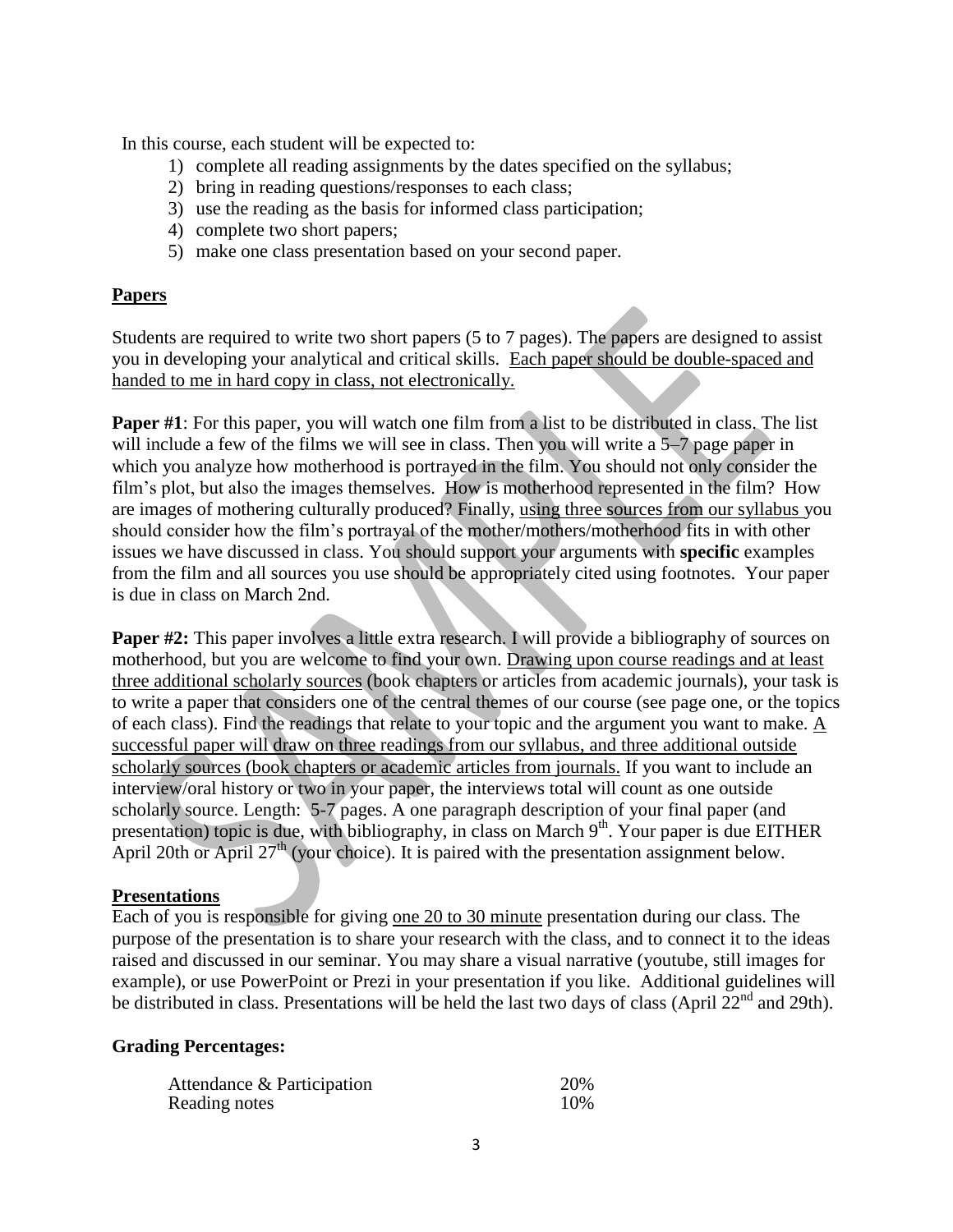In this course, each student will be expected to:

1) complete all reading assignments by the dates specified on the syllabus;
2) bring in reading questions/responses to each class;
3) use the reading as the basis for informed class participation;
4) complete two short papers;
5) make one class presentation based on your second paper.

## Papers

Students are required to write two short papers (5 to 7 pages). The papers are designed to assist you in developing your analytical and critical skills. Each paper should be double-spaced and handed to me in hard copy in class, not electronically.

**Paper #1**: For this paper, you will watch one film from a list to be distributed in class. The list will include a few of the films we will see in class. Then you will write a 5–7 page paper in which you analyze how motherhood is portrayed in the film. You should not only consider the film's plot, but also the images themselves. How is motherhood represented in the film? How are images of mothering culturally produced? Finally, using three sources from our syllabus you should consider how the film's portrayal of the mother/mothers/motherhood fits in with other issues we have discussed in class. You should support your arguments with **specific** examples from the film and all sources you use should be appropriately cited using footnotes. Your paper is due in class on March 2nd.

**Paper #2:** This paper involves a little extra research. I will provide a bibliography of sources on motherhood, but you are welcome to find your own. Drawing upon course readings and at least three additional scholarly sources (book chapters or articles from academic journals), your task is to write a paper that considers one of the central themes of our course (see page one, or the topics of each class). Find the readings that relate to your topic and the argument you want to make. A successful paper will draw on three readings from our syllabus, and three additional outside scholarly sources (book chapters or academic articles from journals. If you want to include an interview/oral history or two in your paper, the interviews total will count as one outside scholarly source. Length: 5-7 pages. A one paragraph description of your final paper (and presentation) topic is due, with bibliography, in class on March 9th. Your paper is due EITHER April 20th or April 27th (your choice). It is paired with the presentation assignment below.

## Presentations

Each of you is responsible for giving one 20 to 30 minute presentation during our class. The purpose of the presentation is to share your research with the class, and to connect it to the ideas raised and discussed in our seminar. You may share a visual narrative (youtube, still images for example), or use PowerPoint or Prezi in your presentation if you like. Additional guidelines will be distributed in class. Presentations will be held the last two days of class (April 22nd and 29th).

## Grading Percentages:

| | |
|---|---|
| Attendance & Participation | 20% |
| Reading notes | 10% |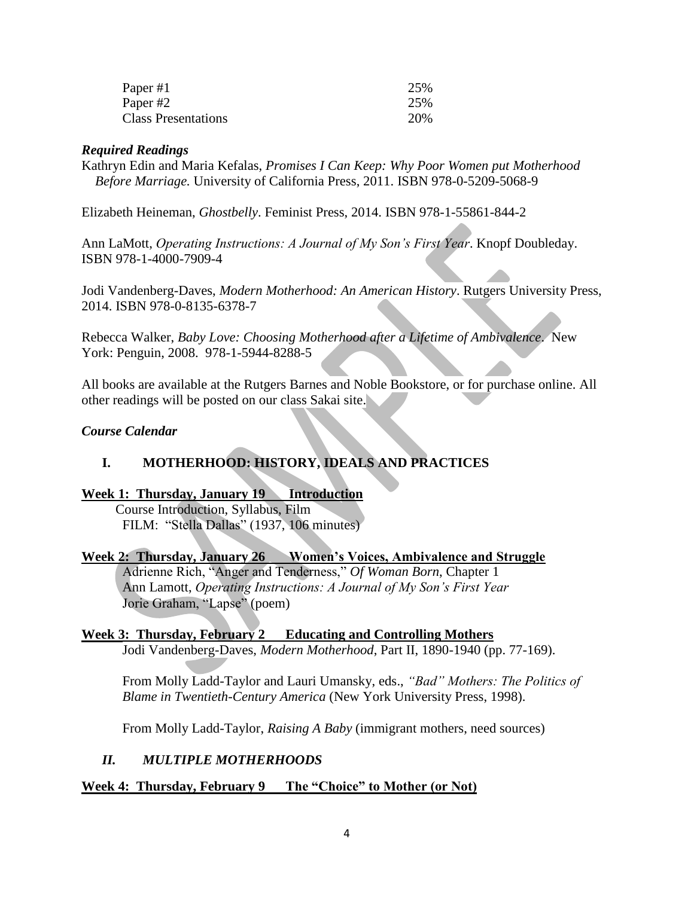| | |
|---|---|
| Paper #1 | 25% |
| Paper #2 | 25% |
| Class Presentations | 20% |

### ***Required Readings***

Kathryn Edin and Maria Kefalas, *Promises I Can Keep: Why Poor Women put Motherhood Before Marriage.* University of California Press, 2011. ISBN 978-0-5209-5068-9

Elizabeth Heineman, *Ghostbelly*. Feminist Press, 2014. ISBN 978-1-55861-844-2

Ann LaMott, *Operating Instructions: A Journal of My Son's First Year*. Knopf Doubleday. ISBN 978-1-4000-7909-4

Jodi Vandenberg-Daves, *Modern Motherhood: An American History*. Rutgers University Press, 2014. ISBN 978-0-8135-6378-7

Rebecca Walker, *Baby Love: Choosing Motherhood after a Lifetime of Ambivalence*. New York: Penguin, 2008. 978-1-5944-8288-5

All books are available at the Rutgers Barnes and Noble Bookstore, or for purchase online. All other readings will be posted on our class Sakai site.

### ***Course Calendar***

## I. MOTHERHOOD: HISTORY, IDEALS AND PRACTICES

**Week 1: Thursday, January 19 Introduction**

Course Introduction, Syllabus, Film
FILM: "Stella Dallas" (1937, 106 minutes)

**Week 2: Thursday, January 26 Women's Voices, Ambivalence and Struggle**

Adrienne Rich, "Anger and Tenderness," *Of Woman Born*, Chapter 1
Ann Lamott, *Operating Instructions: A Journal of My Son's First Year*
Jorie Graham, "Lapse" (poem)

**Week 3: Thursday, February 2 Educating and Controlling Mothers**

Jodi Vandenberg-Daves, *Modern Motherhood*, Part II, 1890-1940 (pp. 77-169).

From Molly Ladd-Taylor and Lauri Umansky, eds., *"Bad" Mothers: The Politics of Blame in Twentieth-Century America* (New York University Press, 1998).

From Molly Ladd-Taylor, *Raising A Baby* (immigrant mothers, need sources)

## *II. MULTIPLE MOTHERHOODS*

**Week 4: Thursday, February 9 The "Choice" to Mother (or Not)**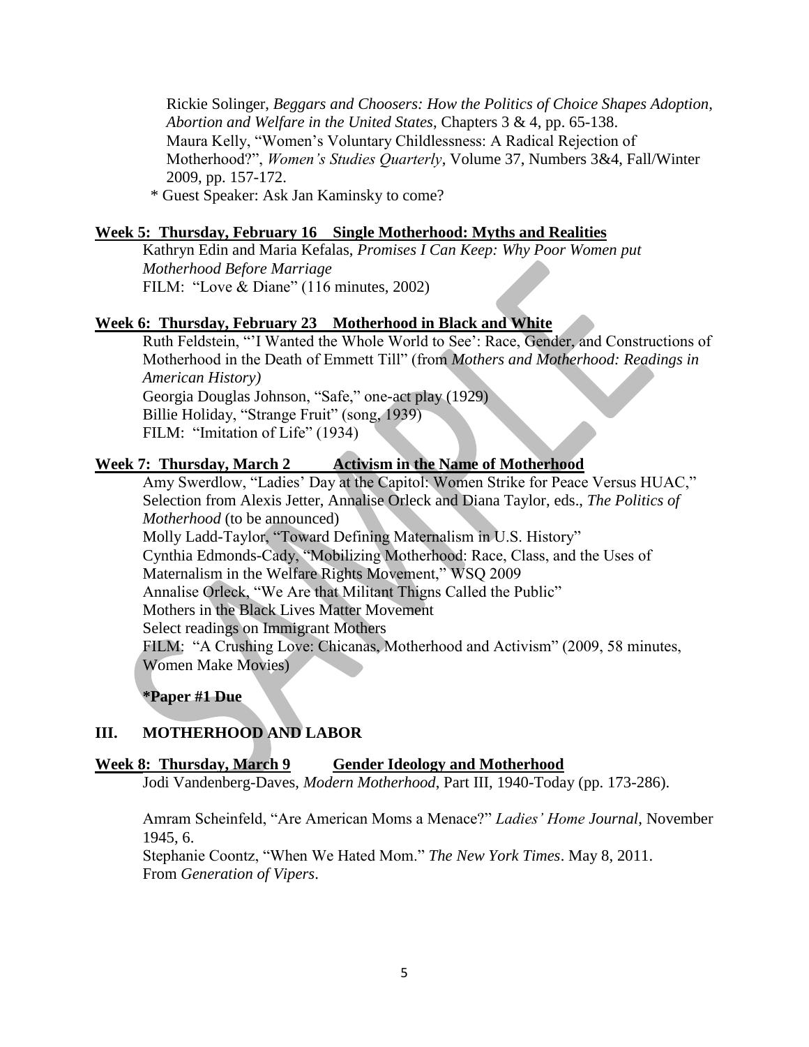Rickie Solinger, *Beggars and Choosers: How the Politics of Choice Shapes Adoption, Abortion and Welfare in the United States*, Chapters 3 & 4, pp. 65-138.
Maura Kelly, "Women's Voluntary Childlessness: A Radical Rejection of Motherhood?", *Women's Studies Quarterly*, Volume 37, Numbers 3&4, Fall/Winter 2009, pp. 157-172.
\* Guest Speaker: Ask Jan Kaminsky to come?

**Week 5: Thursday, February 16 Single Motherhood: Myths and Realities**

Kathryn Edin and Maria Kefalas, *Promises I Can Keep: Why Poor Women put Motherhood Before Marriage*
FILM: "Love & Diane" (116 minutes, 2002)

**Week 6: Thursday, February 23 Motherhood in Black and White**

Ruth Feldstein, "'I Wanted the Whole World to See': Race, Gender, and Constructions of Motherhood in the Death of Emmett Till" (from *Mothers and Motherhood: Readings in American History)*
Georgia Douglas Johnson, "Safe," one-act play (1929)
Billie Holiday, "Strange Fruit" (song, 1939)
FILM: "Imitation of Life" (1934)

**Week 7: Thursday, March 2 Activism in the Name of Motherhood**

Amy Swerdlow, "Ladies' Day at the Capitol: Women Strike for Peace Versus HUAC,"
Selection from Alexis Jetter, Annalise Orleck and Diana Taylor, eds., *The Politics of Motherhood* (to be announced)
Molly Ladd-Taylor, "Toward Defining Maternalism in U.S. History"
Cynthia Edmonds-Cady, "Mobilizing Motherhood: Race, Class, and the Uses of Maternalism in the Welfare Rights Movement," WSQ 2009
Annalise Orleck, "We Are that Militant Thigns Called the Public"
Mothers in the Black Lives Matter Movement
Select readings on Immigrant Mothers
FILM: "A Crushing Love: Chicanas, Motherhood and Activism" (2009, 58 minutes, Women Make Movies)

**\*Paper #1 Due**

## III. MOTHERHOOD AND LABOR

**Week 8: Thursday, March 9 Gender Ideology and Motherhood**

Jodi Vandenberg-Daves, *Modern Motherhood*, Part III, 1940-Today (pp. 173-286).

Amram Scheinfeld, "Are American Moms a Menace?" *Ladies' Home Journal*, November 1945, 6.
Stephanie Coontz, "When We Hated Mom." *The New York Times*. May 8, 2011.
From *Generation of Vipers*.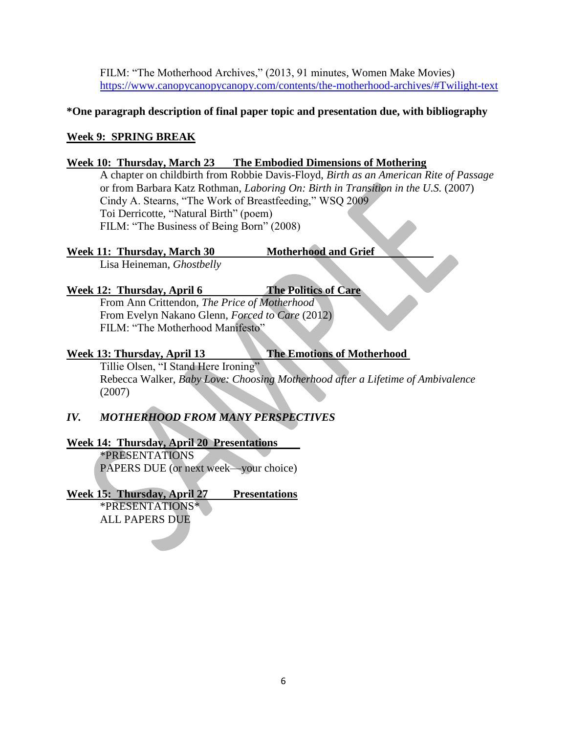FILM: "The Motherhood Archives," (2013, 91 minutes, Women Make Movies)
https://www.canopycanopycanopy.com/contents/the-motherhood-archives/#Twilight-text

**\*One paragraph description of final paper topic and presentation due, with bibliography**

**Week 9: SPRING BREAK**

**Week 10: Thursday, March 23 The Embodied Dimensions of Mothering**

A chapter on childbirth from Robbie Davis-Floyd, *Birth as an American Rite of Passage* or from Barbara Katz Rothman, *Laboring On: Birth in Transition in the U.S.* (2007)
Cindy A. Stearns, "The Work of Breastfeeding," WSQ 2009
Toi Derricotte, "Natural Birth" (poem)
FILM: "The Business of Being Born" (2008)

**Week 11: Thursday, March 30 Motherhood and Grief**

Lisa Heineman, *Ghostbelly*

**Week 12: Thursday, April 6 The Politics of Care**

From Ann Crittendon, *The Price of Motherhood*
From Evelyn Nakano Glenn, *Forced to Care* (2012)
FILM: "The Motherhood Manifesto"

**Week 13: Thursday, April 13 The Emotions of Motherhood**

Tillie Olsen, "I Stand Here Ironing"
Rebecca Walker, *Baby Love: Choosing Motherhood after a Lifetime of Ambivalence* (2007)

## *IV. MOTHERHOOD FROM MANY PERSPECTIVES*

**Week 14: Thursday, April 20 Presentations**

\*PRESENTATIONS
PAPERS DUE (or next week—your choice)

**Week 15: Thursday, April 27 Presentations**

\*PRESENTATIONS\*
ALL PAPERS DUE